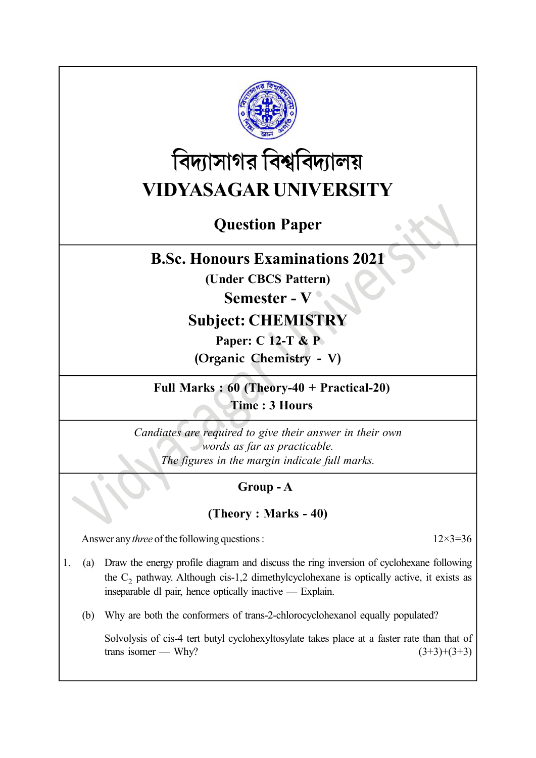# বিদ্যাসাগর বিশ্ববিদ্যালয়

# VIDYASAGAR UNIVERSITY

## Question Paper

## B.Sc. Honours Examinations 2021

**(Under CBCS Pattern)**

## Semester - V

## Subject: CHEMISTRY

**Paper: C 12-T & P**

**(Organic Chemistry - V)**

**Full Marks : 60 (Theory-40 + Practical-20)**

**Time : 3 Hours**

*Candiates are required to give their answer in their own words as far as practicable.*

*The figures in the margin indicate full marks.*

### Group - A

### (Theory : Marks - 40)

Answer any *three* of the following questions : $12 \times 3 = 36$

1. (a) Draw the energy profile diagram and discuss the ring inversion of cyclohexane following the $C_2$ pathway. Although cis-1,2 dimethylcyclohexane is optically active, it exists as inseparable dl pair, hence optically inactive — Explain.

   (b) Why are both the conformers of trans-2-chlorocyclohexanol equally populated?

   Solvolysis of cis-4 tert butyl cyclohexyltosylate takes place at a faster rate than that of trans isomer — Why? (3+3)+(3+3)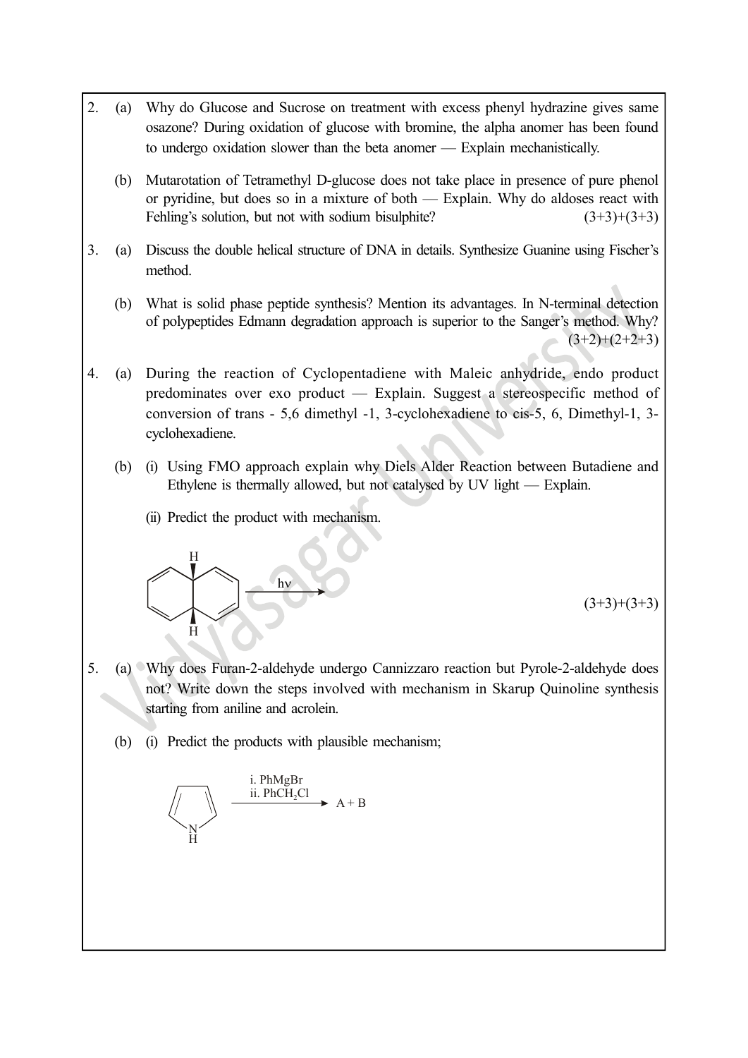2. (a) Why do Glucose and Sucrose on treatment with excess phenyl hydrazine gives same osazone? During oxidation of glucose with bromine, the alpha anomer has been found to undergo oxidation slower than the beta anomer — Explain mechanistically.

   (b) Mutarotation of Tetramethyl D-glucose does not take place in presence of pure phenol or pyridine, but does so in a mixture of both — Explain. Why do aldoses react with Fehling's solution, but not with sodium bisulphite? (3+3)+(3+3)

3. (a) Discuss the double helical structure of DNA in details. Synthesize Guanine using Fischer's method.

   (b) What is solid phase peptide synthesis? Mention its advantages. In N-terminal detection of polypeptides Edmann degradation approach is superior to the Sanger's method. Why? (3+2)+(2+2+3)

4. (a) During the reaction of Cyclopentadiene with Maleic anhydride, endo product predominates over exo product — Explain. Suggest a stereospecific method of conversion of trans - 5,6 dimethyl -1, 3-cyclohexadiene to cis-5, 6, Dimethyl-1, 3-cyclohexadiene.

   (b) (i) Using FMO approach explain why Diels Alder Reaction between Butadiene and Ethylene is thermally allowed, but not catalysed by UV light — Explain.

   (ii) Predict the product with mechanism.

   [Bicyclic triene (H at ring fusion, wedged) $\xrightarrow{h\nu}$]

   (3+3)+(3+3)

5. (a) Why does Furan-2-aldehyde undergo Cannizzaro reaction but Pyrole-2-aldehyde does not? Write down the steps involved with mechanism in Skarup Quinoline synthesis starting from aniline and acrolein.

   (b) (i) Predict the products with plausible mechanism;

   [Pyrrole (N–H)] $\xrightarrow[\text{ii. } PhCH_2Cl]{\text{i. } PhMgBr}$ A + B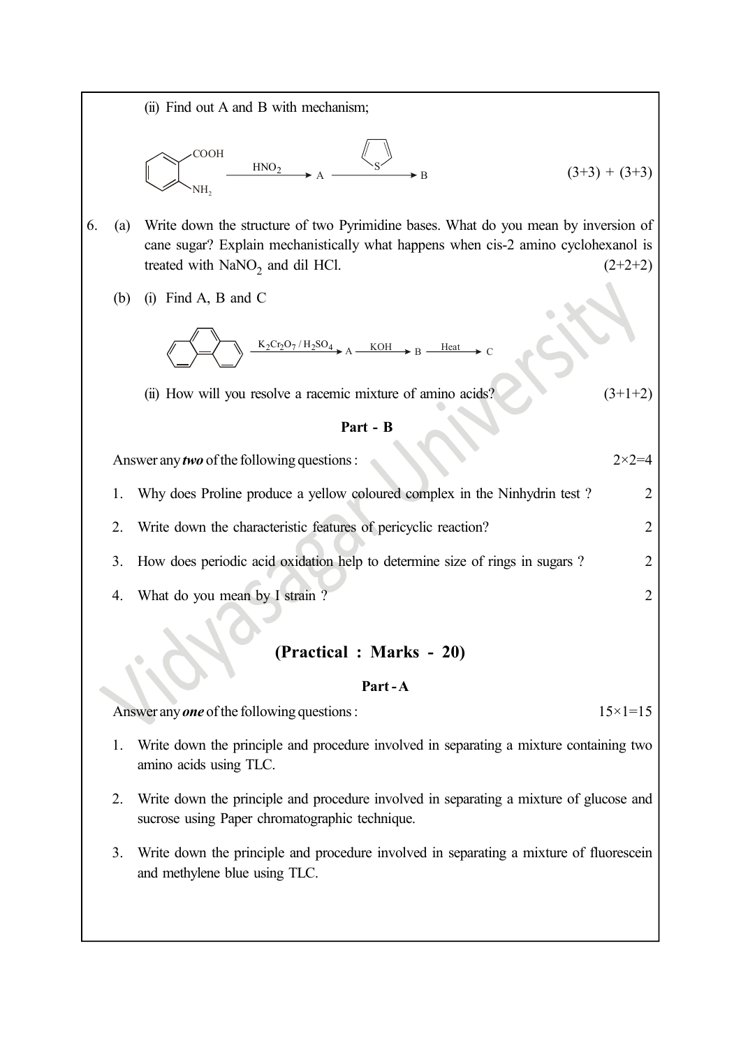(ii) Find out A and B with mechanism;

$$\text{(o-aminobenzoic acid: } C_6H_4(COOH)(NH_2)) \xrightarrow{HNO_2} A \xrightarrow{\text{thiophene}} B$$

(3+3) + (3+3)

6. (a) Write down the structure of two Pyrimidine bases. What do you mean by inversion of cane sugar? Explain mechanistically what happens when cis-2 amino cyclohexanol is treated with $NaNO_2$ and dil HCl. (2+2+2)

   (b) (i) Find A, B and C

$$\text{Phenanthrene} \xrightarrow{K_2Cr_2O_7 / H_2SO_4} A \xrightarrow{KOH} B \xrightarrow{Heat} C$$

   (ii) How will you resolve a racemic mixture of amino acids? (3+1+2)

## Part - B

Answer any ***two*** of the following questions : 2×2=4

1. Why does Proline produce a yellow coloured complex in the Ninhydrin test ? 2

2. Write down the characteristic features of pericyclic reaction? 2

3. How does periodic acid oxidation help to determine size of rings in sugars ? 2

4. What do you mean by I strain ? 2

# (Practical : Marks - 20)

## Part - A

Answer any ***one*** of the following questions : 15×1=15

1. Write down the principle and procedure involved in separating a mixture containing two amino acids using TLC.

2. Write down the principle and procedure involved in separating a mixture of glucose and sucrose using Paper chromatographic technique.

3. Write down the principle and procedure involved in separating a mixture of fluorescein and methylene blue using TLC.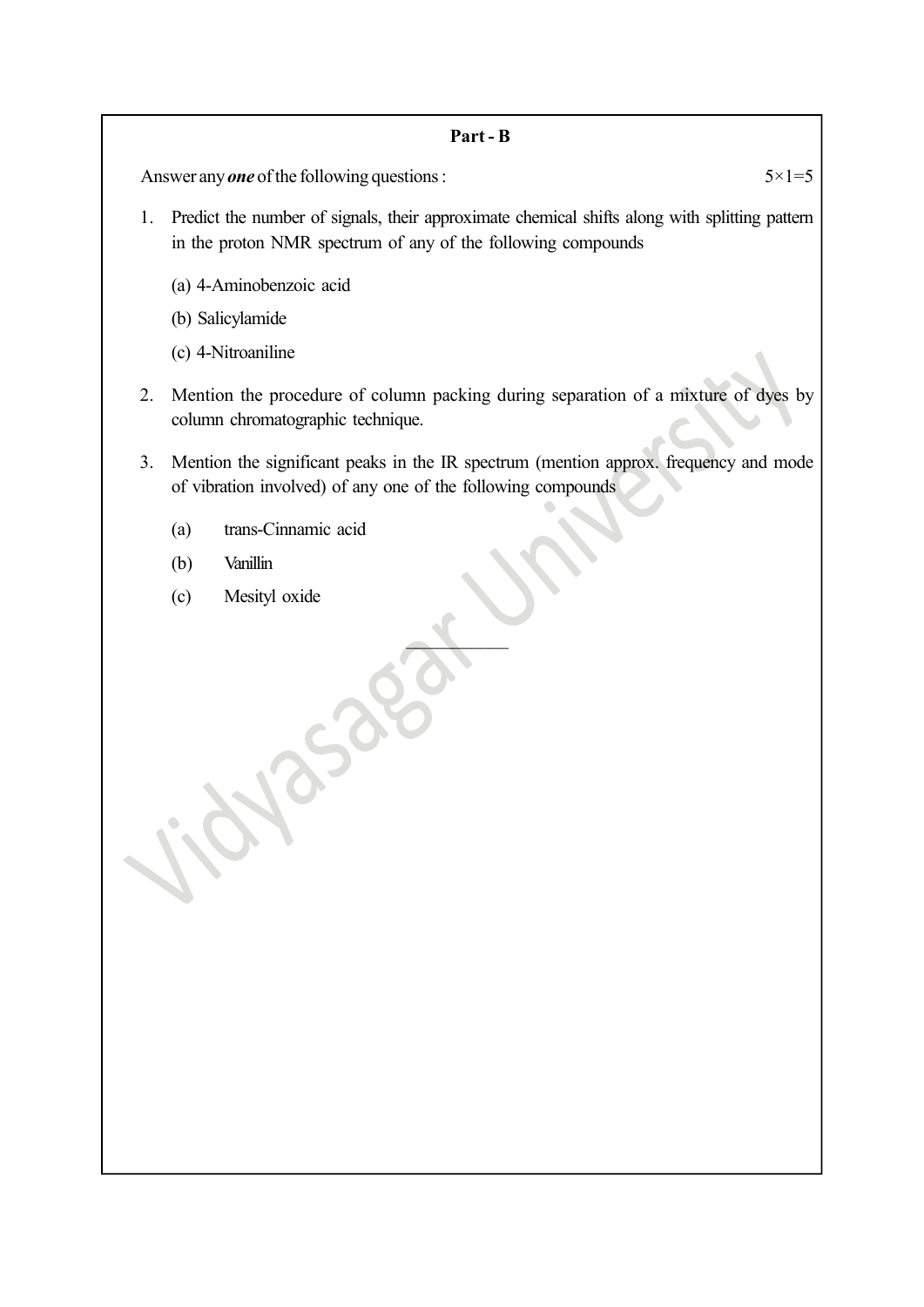## Part - B

Answer any ***one*** of the following questions : 5×1=5

1. Predict the number of signals, their approximate chemical shifts along with splitting pattern in the proton NMR spectrum of any of the following compounds

   (a) 4-Aminobenzoic acid

   (b) Salicylamide

   (c) 4-Nitroaniline

2. Mention the procedure of column packing during separation of a mixture of dyes by column chromatographic technique.

3. Mention the significant peaks in the IR spectrum (mention approx. frequency and mode of vibration involved) of any one of the following compounds

   (a) trans-Cinnamic acid

   (b) Vanillin

   (c) Mesityl oxide

———————